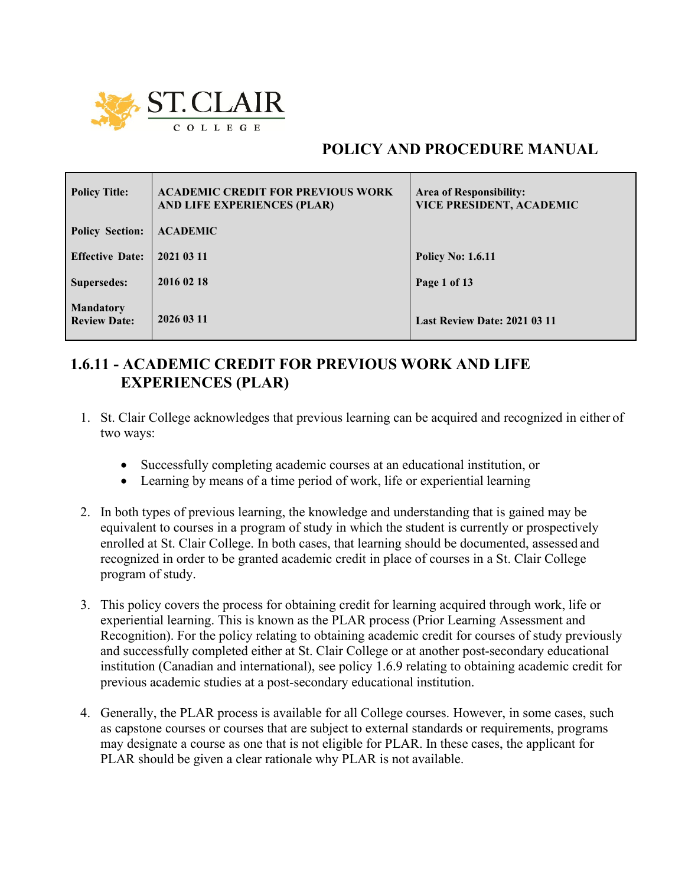ST. CLAIR COLLEGE

## POLICY AND PROCEDURE MANUAL

| | | |
|---|---|---|
| **Policy Title:** | **ACADEMIC CREDIT FOR PREVIOUS WORK AND LIFE EXPERIENCES (PLAR)** | **Area of Responsibility: VICE PRESIDENT, ACADEMIC** |
| **Policy Section:** | **ACADEMIC** | |
| **Effective Date:** | **2021 03 11** | **Policy No: 1.6.11** |
| **Supersedes:** | **2016 02 18** | **Page 1 of 13** |
| **Mandatory Review Date:** | **2026 03 11** | **Last Review Date: 2021 03 11** |

# 1.6.11 - ACADEMIC CREDIT FOR PREVIOUS WORK AND LIFE EXPERIENCES (PLAR)

1. St. Clair College acknowledges that previous learning can be acquired and recognized in either of two ways:
   - Successfully completing academic courses at an educational institution, or
   - Learning by means of a time period of work, life or experiential learning

2. In both types of previous learning, the knowledge and understanding that is gained may be equivalent to courses in a program of study in which the student is currently or prospectively enrolled at St. Clair College. In both cases, that learning should be documented, assessed and recognized in order to be granted academic credit in place of courses in a St. Clair College program of study.

3. This policy covers the process for obtaining credit for learning acquired through work, life or experiential learning. This is known as the PLAR process (Prior Learning Assessment and Recognition). For the policy relating to obtaining academic credit for courses of study previously and successfully completed either at St. Clair College or at another post-secondary educational institution (Canadian and international), see policy 1.6.9 relating to obtaining academic credit for previous academic studies at a post-secondary educational institution.

4. Generally, the PLAR process is available for all College courses. However, in some cases, such as capstone courses or courses that are subject to external standards or requirements, programs may designate a course as one that is not eligible for PLAR. In these cases, the applicant for PLAR should be given a clear rationale why PLAR is not available.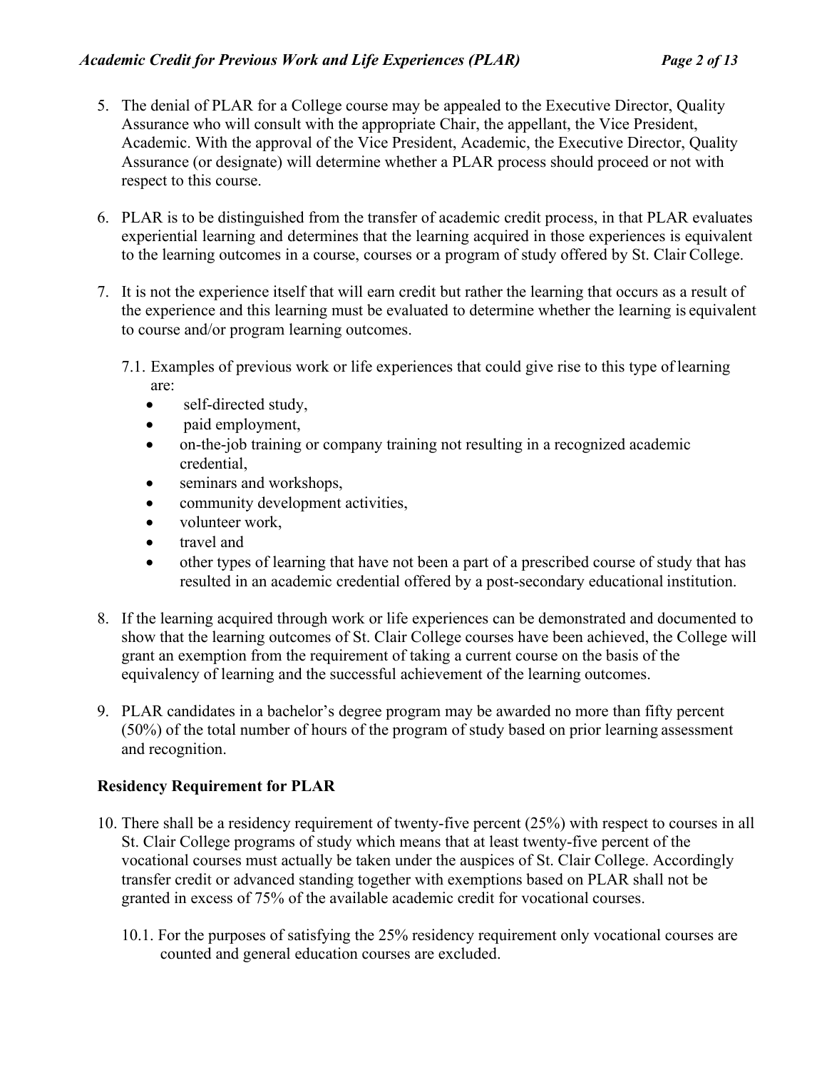5. The denial of PLAR for a College course may be appealed to the Executive Director, Quality Assurance who will consult with the appropriate Chair, the appellant, the Vice President, Academic. With the approval of the Vice President, Academic, the Executive Director, Quality Assurance (or designate) will determine whether a PLAR process should proceed or not with respect to this course.

6. PLAR is to be distinguished from the transfer of academic credit process, in that PLAR evaluates experiential learning and determines that the learning acquired in those experiences is equivalent to the learning outcomes in a course, courses or a program of study offered by St. Clair College.

7. It is not the experience itself that will earn credit but rather the learning that occurs as a result of the experience and this learning must be evaluated to determine whether the learning is equivalent to course and/or program learning outcomes.

   7.1. Examples of previous work or life experiences that could give rise to this type of learning are:
   - self-directed study,
   - paid employment,
   - on-the-job training or company training not resulting in a recognized academic credential,
   - seminars and workshops,
   - community development activities,
   - volunteer work,
   - travel and
   - other types of learning that have not been a part of a prescribed course of study that has resulted in an academic credential offered by a post-secondary educational institution.

8. If the learning acquired through work or life experiences can be demonstrated and documented to show that the learning outcomes of St. Clair College courses have been achieved, the College will grant an exemption from the requirement of taking a current course on the basis of the equivalency of learning and the successful achievement of the learning outcomes.

9. PLAR candidates in a bachelor's degree program may be awarded no more than fifty percent (50%) of the total number of hours of the program of study based on prior learning assessment and recognition.

**Residency Requirement for PLAR**

10. There shall be a residency requirement of twenty-five percent (25%) with respect to courses in all St. Clair College programs of study which means that at least twenty-five percent of the vocational courses must actually be taken under the auspices of St. Clair College. Accordingly transfer credit or advanced standing together with exemptions based on PLAR shall not be granted in excess of 75% of the available academic credit for vocational courses.

    10.1. For the purposes of satisfying the 25% residency requirement only vocational courses are counted and general education courses are excluded.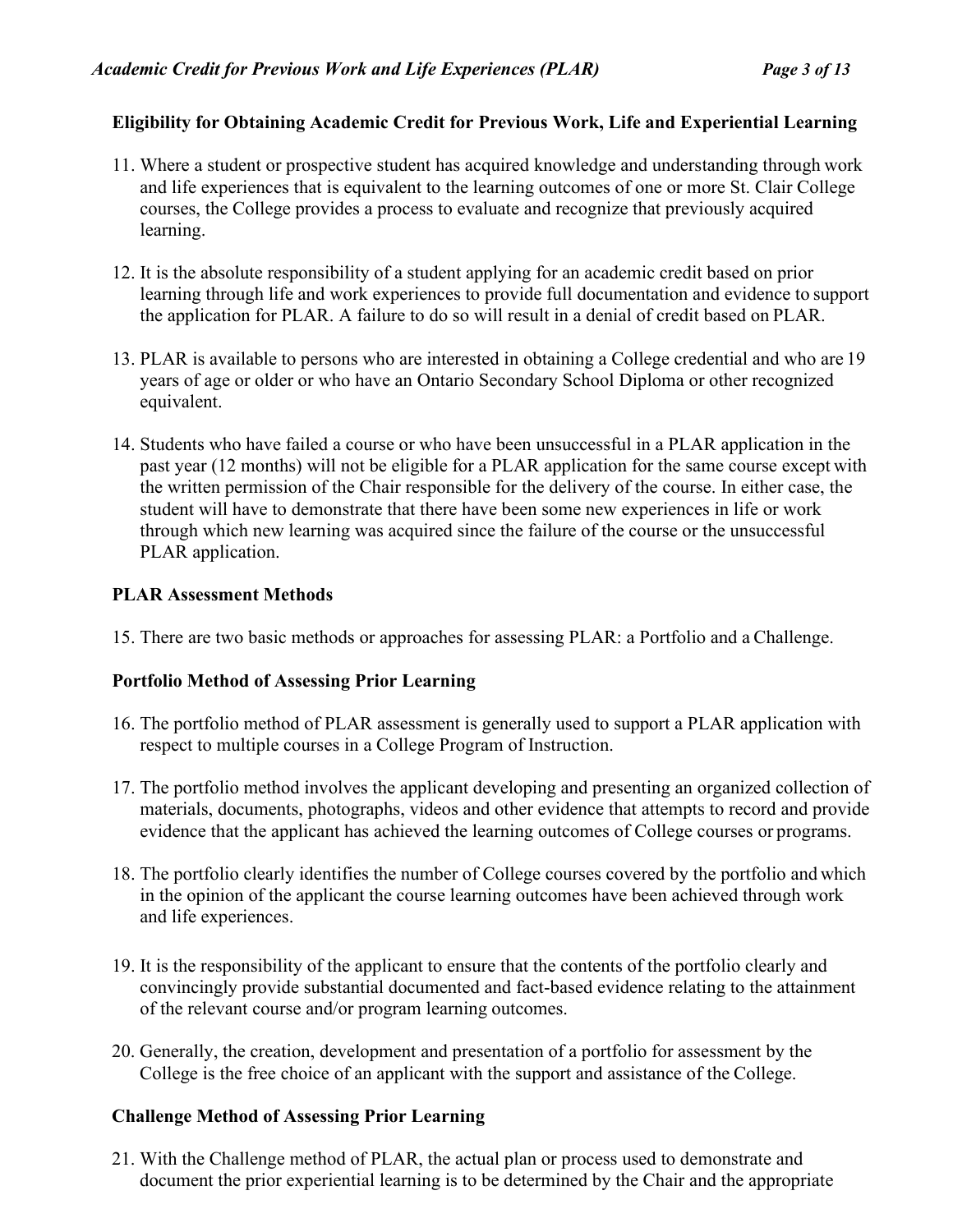## Eligibility for Obtaining Academic Credit for Previous Work, Life and Experiential Learning

11. Where a student or prospective student has acquired knowledge and understanding through work and life experiences that is equivalent to the learning outcomes of one or more St. Clair College courses, the College provides a process to evaluate and recognize that previously acquired learning.

12. It is the absolute responsibility of a student applying for an academic credit based on prior learning through life and work experiences to provide full documentation and evidence to support the application for PLAR. A failure to do so will result in a denial of credit based on PLAR.

13. PLAR is available to persons who are interested in obtaining a College credential and who are 19 years of age or older or who have an Ontario Secondary School Diploma or other recognized equivalent.

14. Students who have failed a course or who have been unsuccessful in a PLAR application in the past year (12 months) will not be eligible for a PLAR application for the same course except with the written permission of the Chair responsible for the delivery of the course. In either case, the student will have to demonstrate that there have been some new experiences in life or work through which new learning was acquired since the failure of the course or the unsuccessful PLAR application.

## PLAR Assessment Methods

15. There are two basic methods or approaches for assessing PLAR: a Portfolio and a Challenge.

## Portfolio Method of Assessing Prior Learning

16. The portfolio method of PLAR assessment is generally used to support a PLAR application with respect to multiple courses in a College Program of Instruction.

17. The portfolio method involves the applicant developing and presenting an organized collection of materials, documents, photographs, videos and other evidence that attempts to record and provide evidence that the applicant has achieved the learning outcomes of College courses or programs.

18. The portfolio clearly identifies the number of College courses covered by the portfolio and which in the opinion of the applicant the course learning outcomes have been achieved through work and life experiences.

19. It is the responsibility of the applicant to ensure that the contents of the portfolio clearly and convincingly provide substantial documented and fact-based evidence relating to the attainment of the relevant course and/or program learning outcomes.

20. Generally, the creation, development and presentation of a portfolio for assessment by the College is the free choice of an applicant with the support and assistance of the College.

## Challenge Method of Assessing Prior Learning

21. With the Challenge method of PLAR, the actual plan or process used to demonstrate and document the prior experiential learning is to be determined by the Chair and the appropriate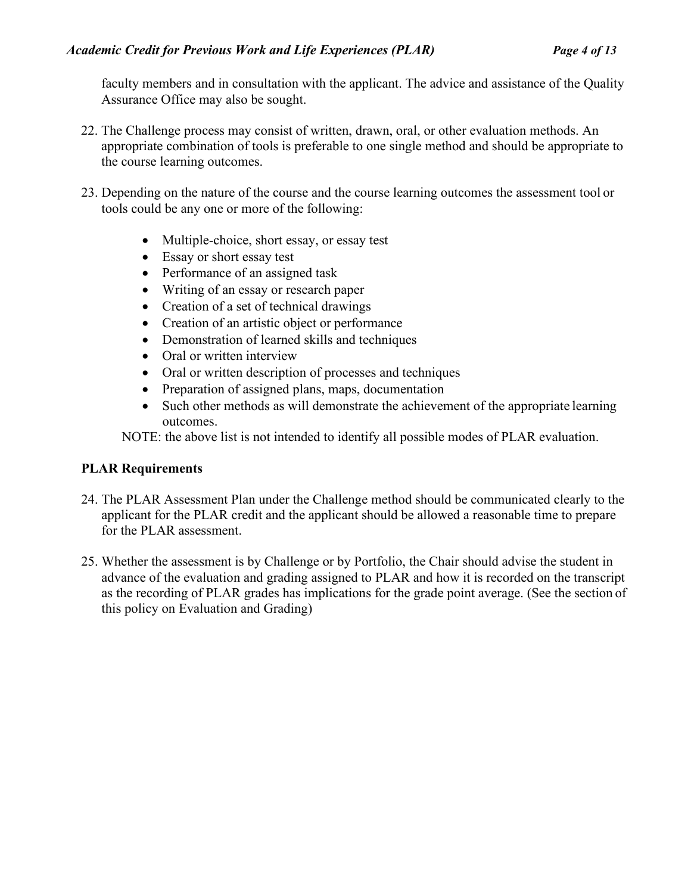faculty members and in consultation with the applicant. The advice and assistance of the Quality Assurance Office may also be sought.

22. The Challenge process may consist of written, drawn, oral, or other evaluation methods. An appropriate combination of tools is preferable to one single method and should be appropriate to the course learning outcomes.

23. Depending on the nature of the course and the course learning outcomes the assessment tool or tools could be any one or more of the following:

    - Multiple-choice, short essay, or essay test
    - Essay or short essay test
    - Performance of an assigned task
    - Writing of an essay or research paper
    - Creation of a set of technical drawings
    - Creation of an artistic object or performance
    - Demonstration of learned skills and techniques
    - Oral or written interview
    - Oral or written description of processes and techniques
    - Preparation of assigned plans, maps, documentation
    - Such other methods as will demonstrate the achievement of the appropriate learning outcomes.

    NOTE: the above list is not intended to identify all possible modes of PLAR evaluation.

**PLAR Requirements**

24. The PLAR Assessment Plan under the Challenge method should be communicated clearly to the applicant for the PLAR credit and the applicant should be allowed a reasonable time to prepare for the PLAR assessment.

25. Whether the assessment is by Challenge or by Portfolio, the Chair should advise the student in advance of the evaluation and grading assigned to PLAR and how it is recorded on the transcript as the recording of PLAR grades has implications for the grade point average. (See the section of this policy on Evaluation and Grading)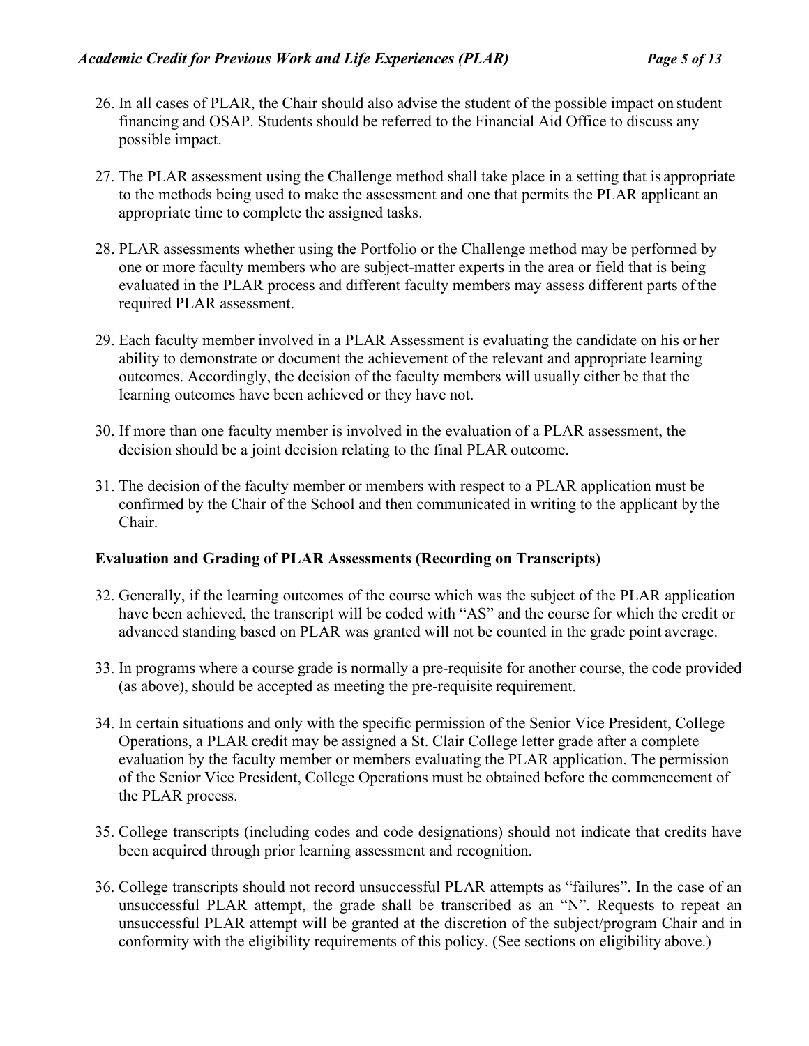26. In all cases of PLAR, the Chair should also advise the student of the possible impact on student financing and OSAP. Students should be referred to the Financial Aid Office to discuss any possible impact.

27. The PLAR assessment using the Challenge method shall take place in a setting that is appropriate to the methods being used to make the assessment and one that permits the PLAR applicant an appropriate time to complete the assigned tasks.

28. PLAR assessments whether using the Portfolio or the Challenge method may be performed by one or more faculty members who are subject-matter experts in the area or field that is being evaluated in the PLAR process and different faculty members may assess different parts of the required PLAR assessment.

29. Each faculty member involved in a PLAR Assessment is evaluating the candidate on his or her ability to demonstrate or document the achievement of the relevant and appropriate learning outcomes. Accordingly, the decision of the faculty members will usually either be that the learning outcomes have been achieved or they have not.

30. If more than one faculty member is involved in the evaluation of a PLAR assessment, the decision should be a joint decision relating to the final PLAR outcome.

31. The decision of the faculty member or members with respect to a PLAR application must be confirmed by the Chair of the School and then communicated in writing to the applicant by the Chair.

### Evaluation and Grading of PLAR Assessments (Recording on Transcripts)

32. Generally, if the learning outcomes of the course which was the subject of the PLAR application have been achieved, the transcript will be coded with "AS" and the course for which the credit or advanced standing based on PLAR was granted will not be counted in the grade point average.

33. In programs where a course grade is normally a pre-requisite for another course, the code provided (as above), should be accepted as meeting the pre-requisite requirement.

34. In certain situations and only with the specific permission of the Senior Vice President, College Operations, a PLAR credit may be assigned a St. Clair College letter grade after a complete evaluation by the faculty member or members evaluating the PLAR application. The permission of the Senior Vice President, College Operations must be obtained before the commencement of the PLAR process.

35. College transcripts (including codes and code designations) should not indicate that credits have been acquired through prior learning assessment and recognition.

36. College transcripts should not record unsuccessful PLAR attempts as "failures". In the case of an unsuccessful PLAR attempt, the grade shall be transcribed as an "N". Requests to repeat an unsuccessful PLAR attempt will be granted at the discretion of the subject/program Chair and in conformity with the eligibility requirements of this policy. (See sections on eligibility above.)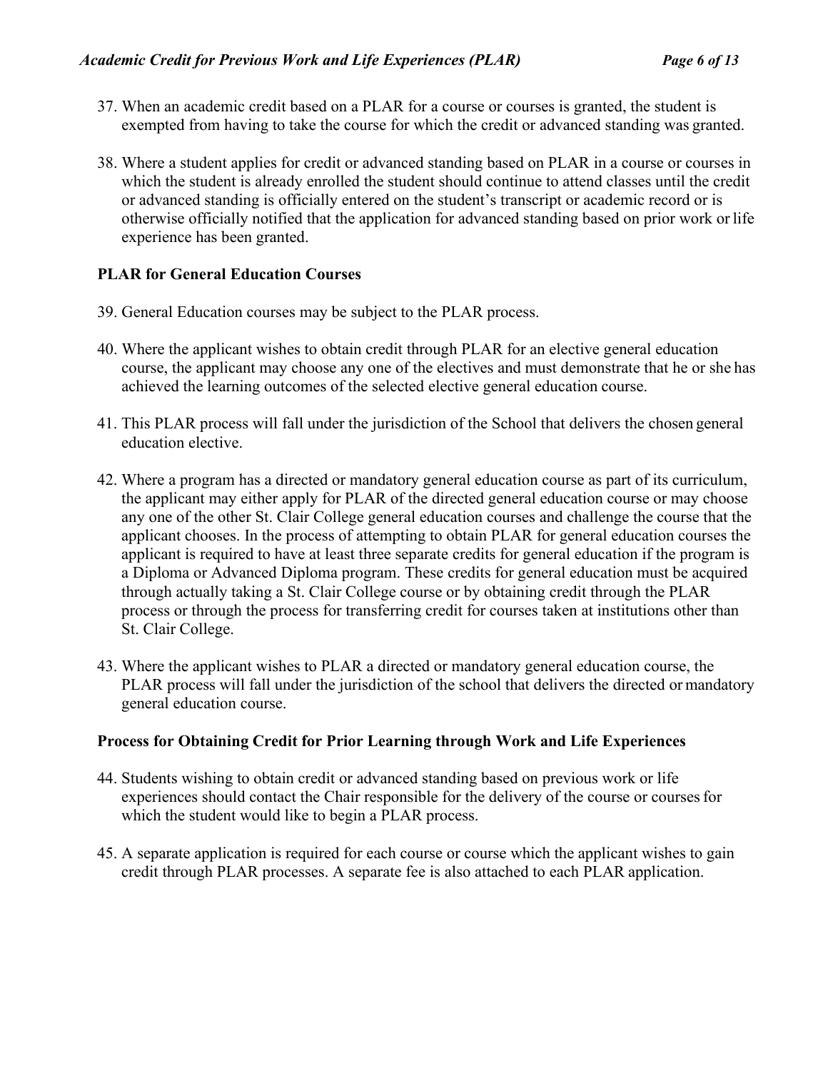37. When an academic credit based on a PLAR for a course or courses is granted, the student is exempted from having to take the course for which the credit or advanced standing was granted.

38. Where a student applies for credit or advanced standing based on PLAR in a course or courses in which the student is already enrolled the student should continue to attend classes until the credit or advanced standing is officially entered on the student's transcript or academic record or is otherwise officially notified that the application for advanced standing based on prior work or life experience has been granted.

**PLAR for General Education Courses**

39. General Education courses may be subject to the PLAR process.

40. Where the applicant wishes to obtain credit through PLAR for an elective general education course, the applicant may choose any one of the electives and must demonstrate that he or she has achieved the learning outcomes of the selected elective general education course.

41. This PLAR process will fall under the jurisdiction of the School that delivers the chosen general education elective.

42. Where a program has a directed or mandatory general education course as part of its curriculum, the applicant may either apply for PLAR of the directed general education course or may choose any one of the other St. Clair College general education courses and challenge the course that the applicant chooses. In the process of attempting to obtain PLAR for general education courses the applicant is required to have at least three separate credits for general education if the program is a Diploma or Advanced Diploma program. These credits for general education must be acquired through actually taking a St. Clair College course or by obtaining credit through the PLAR process or through the process for transferring credit for courses taken at institutions other than St. Clair College.

43. Where the applicant wishes to PLAR a directed or mandatory general education course, the PLAR process will fall under the jurisdiction of the school that delivers the directed or mandatory general education course.

**Process for Obtaining Credit for Prior Learning through Work and Life Experiences**

44. Students wishing to obtain credit or advanced standing based on previous work or life experiences should contact the Chair responsible for the delivery of the course or courses for which the student would like to begin a PLAR process.

45. A separate application is required for each course or course which the applicant wishes to gain credit through PLAR processes. A separate fee is also attached to each PLAR application.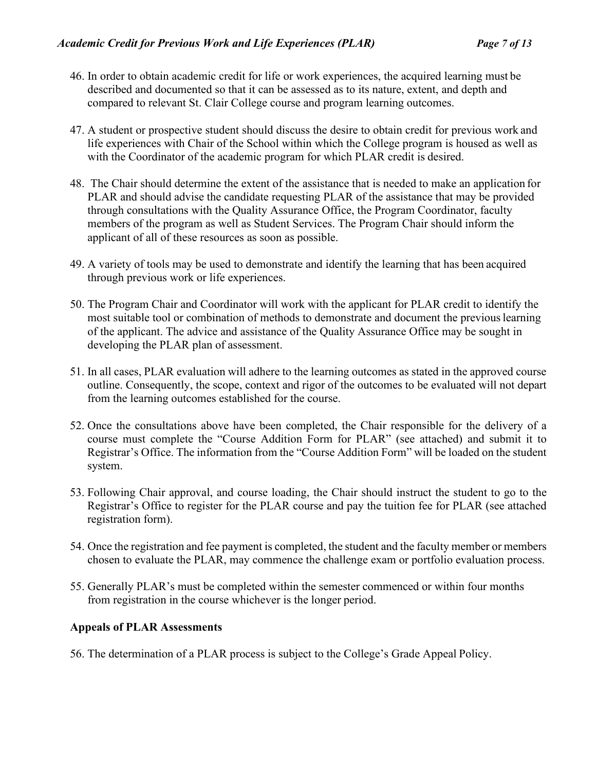46. In order to obtain academic credit for life or work experiences, the acquired learning must be described and documented so that it can be assessed as to its nature, extent, and depth and compared to relevant St. Clair College course and program learning outcomes.

47. A student or prospective student should discuss the desire to obtain credit for previous work and life experiences with Chair of the School within which the College program is housed as well as with the Coordinator of the academic program for which PLAR credit is desired.

48. The Chair should determine the extent of the assistance that is needed to make an application for PLAR and should advise the candidate requesting PLAR of the assistance that may be provided through consultations with the Quality Assurance Office, the Program Coordinator, faculty members of the program as well as Student Services. The Program Chair should inform the applicant of all of these resources as soon as possible.

49. A variety of tools may be used to demonstrate and identify the learning that has been acquired through previous work or life experiences.

50. The Program Chair and Coordinator will work with the applicant for PLAR credit to identify the most suitable tool or combination of methods to demonstrate and document the previous learning of the applicant. The advice and assistance of the Quality Assurance Office may be sought in developing the PLAR plan of assessment.

51. In all cases, PLAR evaluation will adhere to the learning outcomes as stated in the approved course outline. Consequently, the scope, context and rigor of the outcomes to be evaluated will not depart from the learning outcomes established for the course.

52. Once the consultations above have been completed, the Chair responsible for the delivery of a course must complete the "Course Addition Form for PLAR" (see attached) and submit it to Registrar's Office. The information from the "Course Addition Form" will be loaded on the student system.

53. Following Chair approval, and course loading, the Chair should instruct the student to go to the Registrar's Office to register for the PLAR course and pay the tuition fee for PLAR (see attached registration form).

54. Once the registration and fee payment is completed, the student and the faculty member or members chosen to evaluate the PLAR, may commence the challenge exam or portfolio evaluation process.

55. Generally PLAR's must be completed within the semester commenced or within four months from registration in the course whichever is the longer period.

**Appeals of PLAR Assessments**

56. The determination of a PLAR process is subject to the College's Grade Appeal Policy.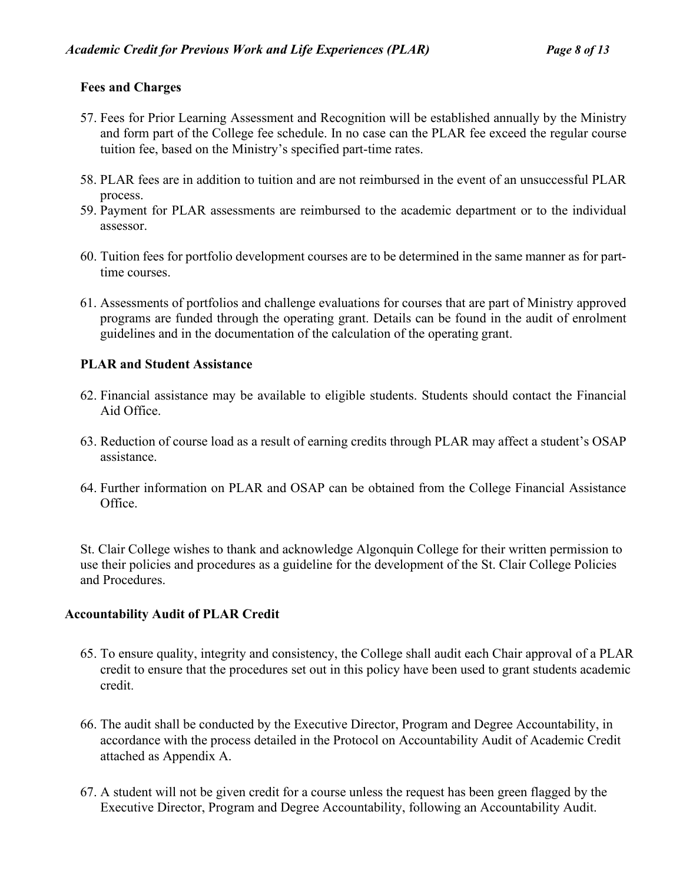### Fees and Charges

57. Fees for Prior Learning Assessment and Recognition will be established annually by the Ministry and form part of the College fee schedule. In no case can the PLAR fee exceed the regular course tuition fee, based on the Ministry's specified part-time rates.

58. PLAR fees are in addition to tuition and are not reimbursed in the event of an unsuccessful PLAR process.
59. Payment for PLAR assessments are reimbursed to the academic department or to the individual assessor.

60. Tuition fees for portfolio development courses are to be determined in the same manner as for part-time courses.

61. Assessments of portfolios and challenge evaluations for courses that are part of Ministry approved programs are funded through the operating grant. Details can be found in the audit of enrolment guidelines and in the documentation of the calculation of the operating grant.

### PLAR and Student Assistance

62. Financial assistance may be available to eligible students. Students should contact the Financial Aid Office.

63. Reduction of course load as a result of earning credits through PLAR may affect a student's OSAP assistance.

64. Further information on PLAR and OSAP can be obtained from the College Financial Assistance Office.

St. Clair College wishes to thank and acknowledge Algonquin College for their written permission to use their policies and procedures as a guideline for the development of the St. Clair College Policies and Procedures.

### Accountability Audit of PLAR Credit

65. To ensure quality, integrity and consistency, the College shall audit each Chair approval of a PLAR credit to ensure that the procedures set out in this policy have been used to grant students academic credit.

66. The audit shall be conducted by the Executive Director, Program and Degree Accountability, in accordance with the process detailed in the Protocol on Accountability Audit of Academic Credit attached as Appendix A.

67. A student will not be given credit for a course unless the request has been green flagged by the Executive Director, Program and Degree Accountability, following an Accountability Audit.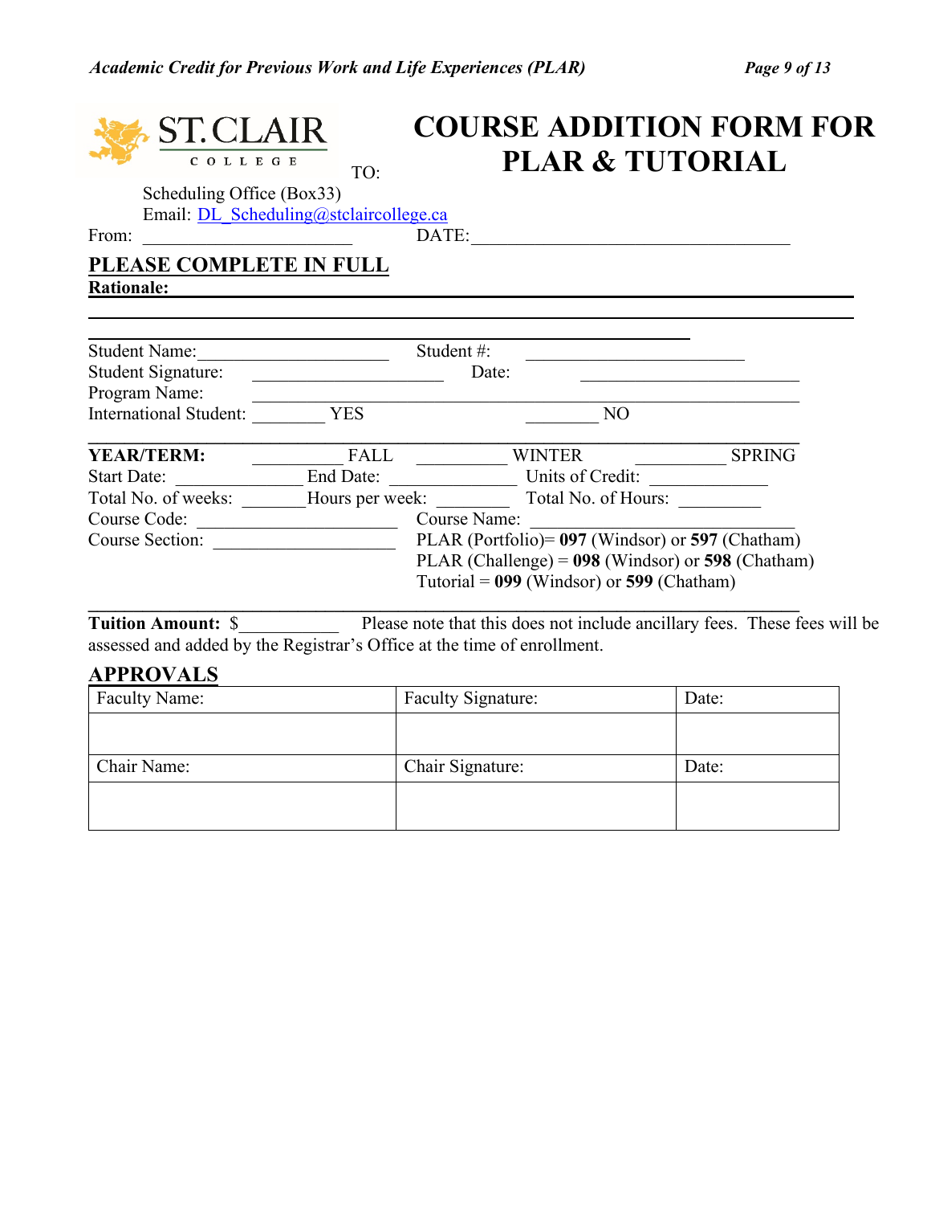ST. CLAIR COLLEGE

# COURSE ADDITION FORM FOR PLAR & TUTORIAL

TO:

Scheduling Office (Box33)
Email: DL_Scheduling@stclaircollege.ca

From: ______________________ DATE: ________________________________

## PLEASE COMPLETE IN FULL

**Rationale:** ________________________________________________________________

________________________________________________________________

________________________________________________________________

Student Name: ____________________ Student #: _______________________

Student Signature: ____________________ Date: _______________________

Program Name: ________________________________________________________

International Student: ________ YES ________ NO

________________________________________________________________

**YEAR/TERM:** __________ FALL __________ WINTER __________ SPRING

Start Date: ____________ End Date: ____________ Units of Credit: ____________

Total No. of weeks: _______ Hours per week: ________ Total No. of Hours: _________

Course Code: ____________________ Course Name: ____________________________

Course Section: __________________ PLAR (Portfolio)= **097** (Windsor) or **597** (Chatham)
PLAR (Challenge) = **098** (Windsor) or **598** (Chatham)
Tutorial = **099** (Windsor) or **599** (Chatham)

________________________________________________________________

**Tuition Amount:** $__________ Please note that this does not include ancillary fees. These fees will be assessed and added by the Registrar's Office at the time of enrollment.

## APPROVALS

| Faculty Name: | Faculty Signature: | Date: |
|---|---|---|
| | | |
| Chair Name: | Chair Signature: | Date: |
| | | |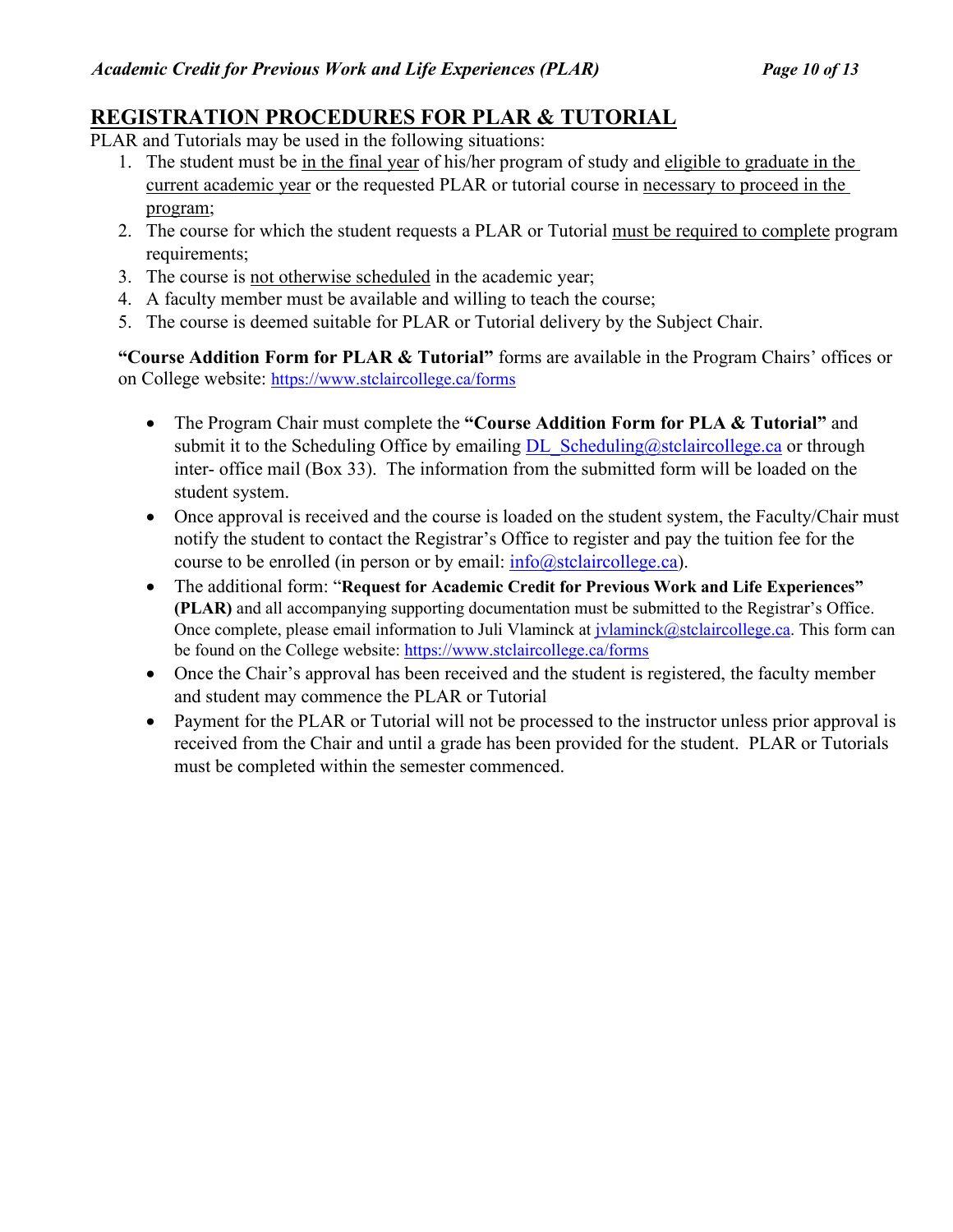## REGISTRATION PROCEDURES FOR PLAR & TUTORIAL

PLAR and Tutorials may be used in the following situations:

1. The student must be in the final year of his/her program of study and eligible to graduate in the current academic year or the requested PLAR or tutorial course in necessary to proceed in the program;
2. The course for which the student requests a PLAR or Tutorial must be required to complete program requirements;
3. The course is not otherwise scheduled in the academic year;
4. A faculty member must be available and willing to teach the course;
5. The course is deemed suitable for PLAR or Tutorial delivery by the Subject Chair.

**"Course Addition Form for PLAR & Tutorial"** forms are available in the Program Chairs' offices or on College website: https://www.stclaircollege.ca/forms

- The Program Chair must complete the **"Course Addition Form for PLA & Tutorial"** and submit it to the Scheduling Office by emailing DL_Scheduling@stclaircollege.ca or through inter- office mail (Box 33). The information from the submitted form will be loaded on the student system.
- Once approval is received and the course is loaded on the student system, the Faculty/Chair must notify the student to contact the Registrar's Office to register and pay the tuition fee for the course to be enrolled (in person or by email: info@stclaircollege.ca).
- The additional form: "**Request for Academic Credit for Previous Work and Life Experiences" (PLAR)** and all accompanying supporting documentation must be submitted to the Registrar's Office. Once complete, please email information to Juli Vlaminck at jvlaminck@stclaircollege.ca. This form can be found on the College website: https://www.stclaircollege.ca/forms
- Once the Chair's approval has been received and the student is registered, the faculty member and student may commence the PLAR or Tutorial
- Payment for the PLAR or Tutorial will not be processed to the instructor unless prior approval is received from the Chair and until a grade has been provided for the student. PLAR or Tutorials must be completed within the semester commenced.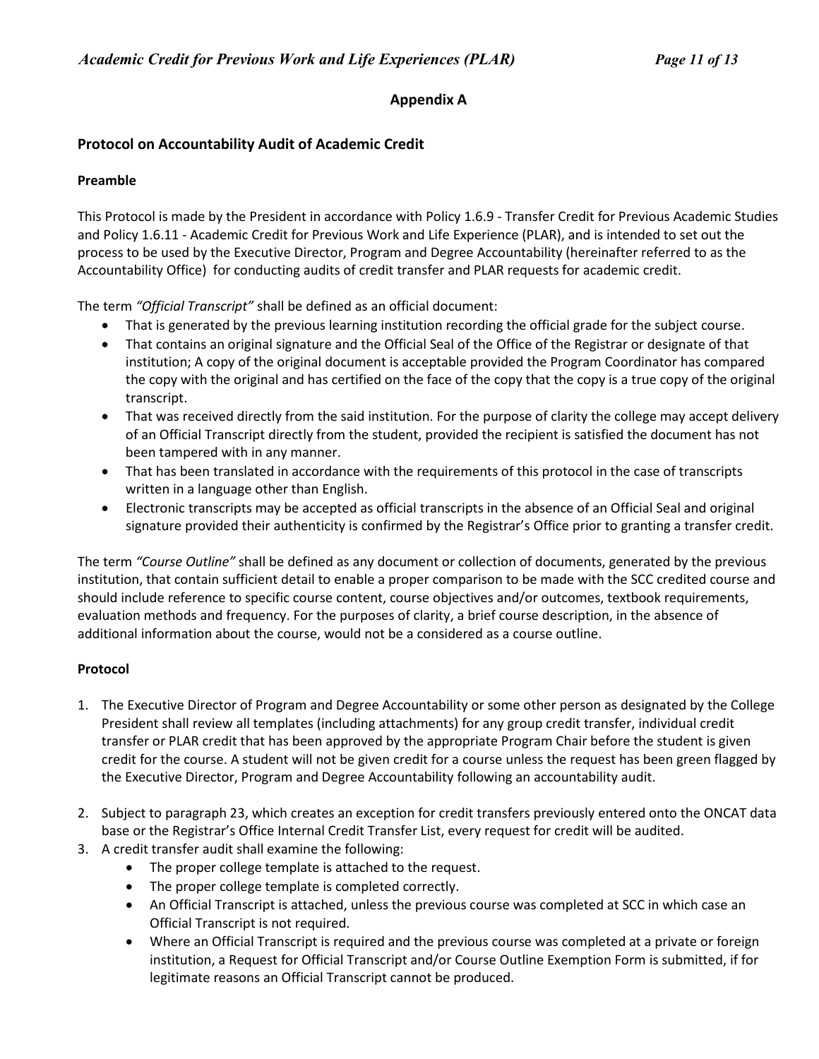## Appendix A

### Protocol on Accountability Audit of Academic Credit

**Preamble**

This Protocol is made by the President in accordance with Policy 1.6.9 - Transfer Credit for Previous Academic Studies and Policy 1.6.11 - Academic Credit for Previous Work and Life Experience (PLAR), and is intended to set out the process to be used by the Executive Director, Program and Degree Accountability (hereinafter referred to as the Accountability Office) for conducting audits of credit transfer and PLAR requests for academic credit.

The term *"Official Transcript"* shall be defined as an official document:

- That is generated by the previous learning institution recording the official grade for the subject course.
- That contains an original signature and the Official Seal of the Office of the Registrar or designate of that institution; A copy of the original document is acceptable provided the Program Coordinator has compared the copy with the original and has certified on the face of the copy that the copy is a true copy of the original transcript.
- That was received directly from the said institution. For the purpose of clarity the college may accept delivery of an Official Transcript directly from the student, provided the recipient is satisfied the document has not been tampered with in any manner.
- That has been translated in accordance with the requirements of this protocol in the case of transcripts written in a language other than English.
- Electronic transcripts may be accepted as official transcripts in the absence of an Official Seal and original signature provided their authenticity is confirmed by the Registrar's Office prior to granting a transfer credit.

The term *"Course Outline"* shall be defined as any document or collection of documents, generated by the previous institution, that contain sufficient detail to enable a proper comparison to be made with the SCC credited course and should include reference to specific course content, course objectives and/or outcomes, textbook requirements, evaluation methods and frequency. For the purposes of clarity, a brief course description, in the absence of additional information about the course, would not be a considered as a course outline.

**Protocol**

1. The Executive Director of Program and Degree Accountability or some other person as designated by the College President shall review all templates (including attachments) for any group credit transfer, individual credit transfer or PLAR credit that has been approved by the appropriate Program Chair before the student is given credit for the course. A student will not be given credit for a course unless the request has been green flagged by the Executive Director, Program and Degree Accountability following an accountability audit.

2. Subject to paragraph 23, which creates an exception for credit transfers previously entered onto the ONCAT data base or the Registrar's Office Internal Credit Transfer List, every request for credit will be audited.
3. A credit transfer audit shall examine the following:
   - The proper college template is attached to the request.
   - The proper college template is completed correctly.
   - An Official Transcript is attached, unless the previous course was completed at SCC in which case an Official Transcript is not required.
   - Where an Official Transcript is required and the previous course was completed at a private or foreign institution, a Request for Official Transcript and/or Course Outline Exemption Form is submitted, if for legitimate reasons an Official Transcript cannot be produced.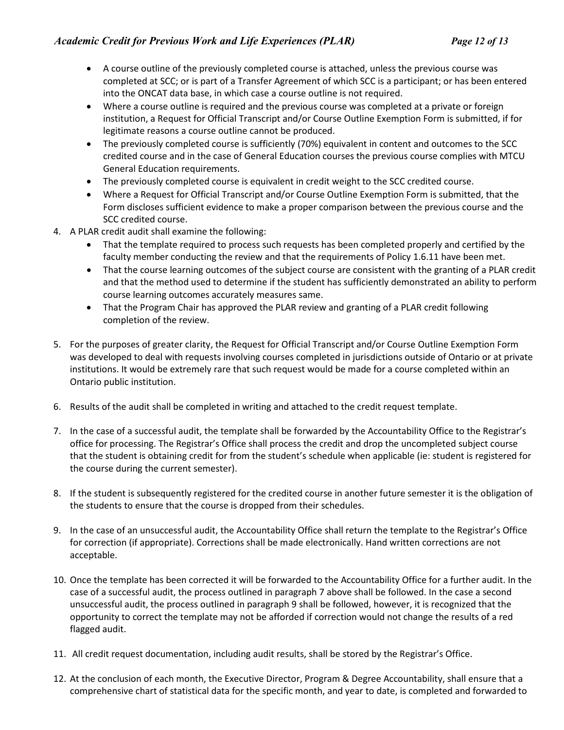- A course outline of the previously completed course is attached, unless the previous course was completed at SCC; or is part of a Transfer Agreement of which SCC is a participant; or has been entered into the ONCAT data base, in which case a course outline is not required.
- Where a course outline is required and the previous course was completed at a private or foreign institution, a Request for Official Transcript and/or Course Outline Exemption Form is submitted, if for legitimate reasons a course outline cannot be produced.
- The previously completed course is sufficiently (70%) equivalent in content and outcomes to the SCC credited course and in the case of General Education courses the previous course complies with MTCU General Education requirements.
- The previously completed course is equivalent in credit weight to the SCC credited course.
- Where a Request for Official Transcript and/or Course Outline Exemption Form is submitted, that the Form discloses sufficient evidence to make a proper comparison between the previous course and the SCC credited course.

4. A PLAR credit audit shall examine the following:
   - That the template required to process such requests has been completed properly and certified by the faculty member conducting the review and that the requirements of Policy 1.6.11 have been met.
   - That the course learning outcomes of the subject course are consistent with the granting of a PLAR credit and that the method used to determine if the student has sufficiently demonstrated an ability to perform course learning outcomes accurately measures same.
   - That the Program Chair has approved the PLAR review and granting of a PLAR credit following completion of the review.

5. For the purposes of greater clarity, the Request for Official Transcript and/or Course Outline Exemption Form was developed to deal with requests involving courses completed in jurisdictions outside of Ontario or at private institutions. It would be extremely rare that such request would be made for a course completed within an Ontario public institution.

6. Results of the audit shall be completed in writing and attached to the credit request template.

7. In the case of a successful audit, the template shall be forwarded by the Accountability Office to the Registrar's office for processing. The Registrar's Office shall process the credit and drop the uncompleted subject course that the student is obtaining credit for from the student's schedule when applicable (ie: student is registered for the course during the current semester).

8. If the student is subsequently registered for the credited course in another future semester it is the obligation of the students to ensure that the course is dropped from their schedules.

9. In the case of an unsuccessful audit, the Accountability Office shall return the template to the Registrar's Office for correction (if appropriate). Corrections shall be made electronically. Hand written corrections are not acceptable.

10. Once the template has been corrected it will be forwarded to the Accountability Office for a further audit. In the case of a successful audit, the process outlined in paragraph 7 above shall be followed. In the case a second unsuccessful audit, the process outlined in paragraph 9 shall be followed, however, it is recognized that the opportunity to correct the template may not be afforded if correction would not change the results of a red flagged audit.

11. All credit request documentation, including audit results, shall be stored by the Registrar's Office.

12. At the conclusion of each month, the Executive Director, Program & Degree Accountability, shall ensure that a comprehensive chart of statistical data for the specific month, and year to date, is completed and forwarded to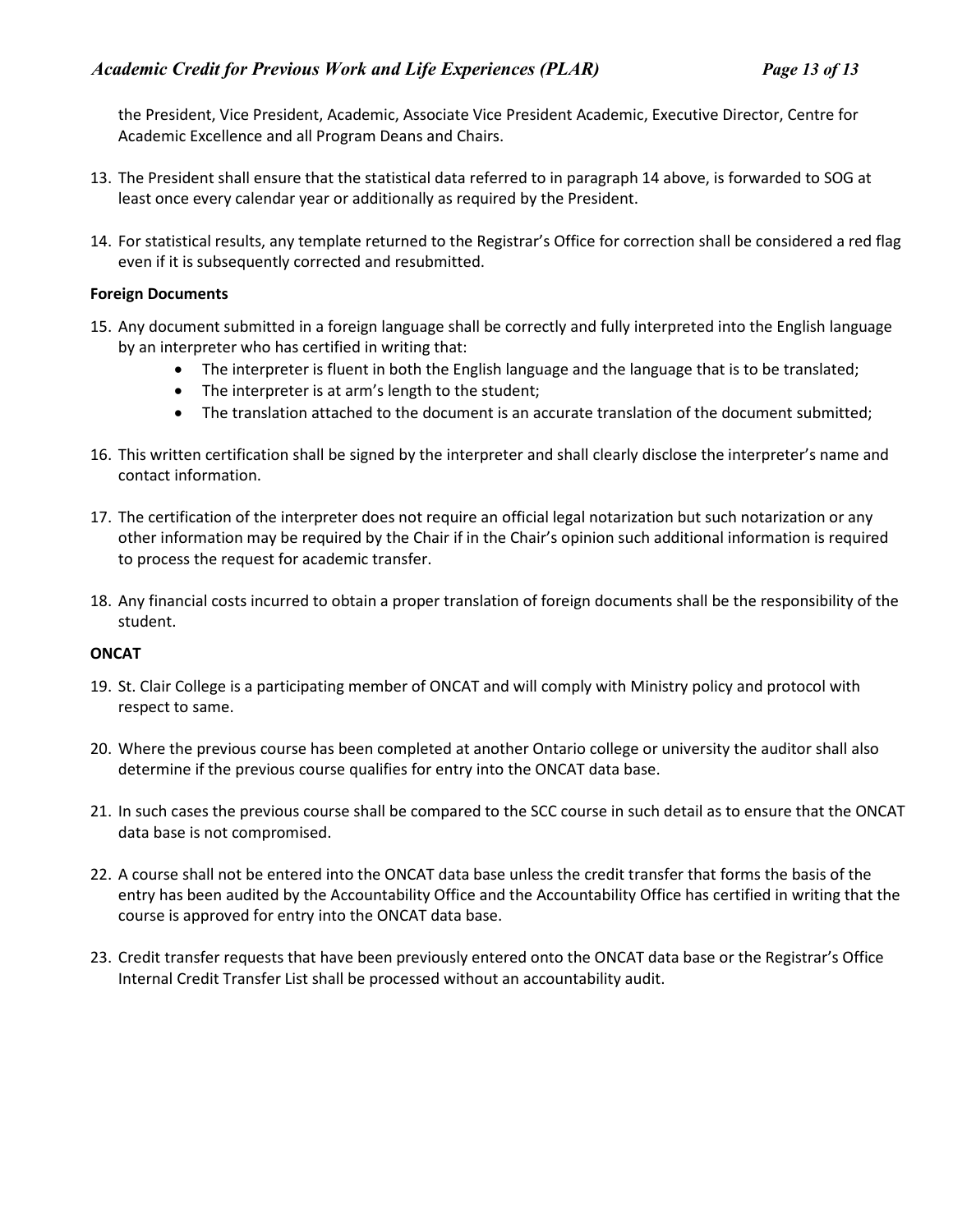the President, Vice President, Academic, Associate Vice President Academic, Executive Director, Centre for Academic Excellence and all Program Deans and Chairs.

13. The President shall ensure that the statistical data referred to in paragraph 14 above, is forwarded to SOG at least once every calendar year or additionally as required by the President.

14. For statistical results, any template returned to the Registrar's Office for correction shall be considered a red flag even if it is subsequently corrected and resubmitted.

**Foreign Documents**

15. Any document submitted in a foreign language shall be correctly and fully interpreted into the English language by an interpreter who has certified in writing that:
    - The interpreter is fluent in both the English language and the language that is to be translated;
    - The interpreter is at arm's length to the student;
    - The translation attached to the document is an accurate translation of the document submitted;

16. This written certification shall be signed by the interpreter and shall clearly disclose the interpreter's name and contact information.

17. The certification of the interpreter does not require an official legal notarization but such notarization or any other information may be required by the Chair if in the Chair's opinion such additional information is required to process the request for academic transfer.

18. Any financial costs incurred to obtain a proper translation of foreign documents shall be the responsibility of the student.

**ONCAT**

19. St. Clair College is a participating member of ONCAT and will comply with Ministry policy and protocol with respect to same.

20. Where the previous course has been completed at another Ontario college or university the auditor shall also determine if the previous course qualifies for entry into the ONCAT data base.

21. In such cases the previous course shall be compared to the SCC course in such detail as to ensure that the ONCAT data base is not compromised.

22. A course shall not be entered into the ONCAT data base unless the credit transfer that forms the basis of the entry has been audited by the Accountability Office and the Accountability Office has certified in writing that the course is approved for entry into the ONCAT data base.

23. Credit transfer requests that have been previously entered onto the ONCAT data base or the Registrar's Office Internal Credit Transfer List shall be processed without an accountability audit.